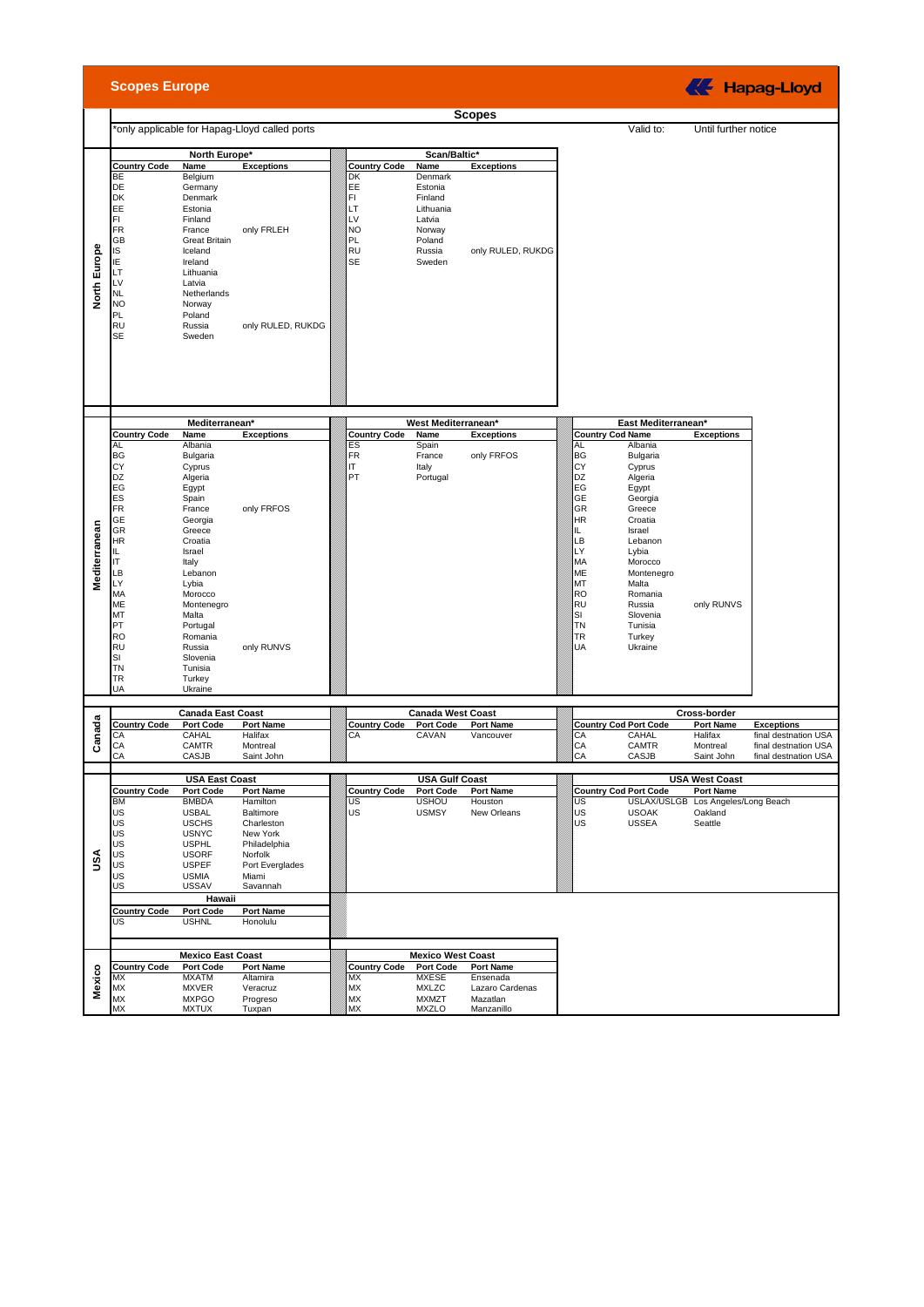# Scopes Europe

Hapag-Lloyd

## Scopes

*only applicable for Hapag-Lloyd called ports

Valid to: Until further notice

## North Europe

### North Europe*

| Country Code | Name | Exceptions |
|---|---|---|
| BE | Belgium | |
| DE | Germany | |
| DK | Denmark | |
| EE | Estonia | |
| FI | Finland | |
| FR | France | only FRLEH |
| GB | Great Britain | |
| IS | Iceland | |
| IE | Ireland | |
| LT | Lithuania | |
| LV | Latvia | |
| NL | Netherlands | |
| NO | Norway | |
| PL | Poland | |
| RU | Russia | only RULED, RUKDG |
| SE | Sweden | |

### Scan/Baltic*

| Country Code | Name | Exceptions |
|---|---|---|
| DK | Denmark | |
| EE | Estonia | |
| FI | Finland | |
| LT | Lithuania | |
| LV | Latvia | |
| NO | Norway | |
| PL | Poland | |
| RU | Russia | only RULED, RUKDG |
| SE | Sweden | |

## Mediterranean

### Mediterranean*

| Country Code | Name | Exceptions |
|---|---|---|
| AL | Albania | |
| BG | Bulgaria | |
| CY | Cyprus | |
| DZ | Algeria | |
| EG | Egypt | |
| ES | Spain | |
| FR | France | only FRFOS |
| GE | Georgia | |
| GR | Greece | |
| HR | Croatia | |
| IL | Israel | |
| IT | Italy | |
| LB | Lebanon | |
| LY | Lybia | |
| MA | Morocco | |
| ME | Montenegro | |
| MT | Malta | |
| PT | Portugal | |
| RO | Romania | |
| RU | Russia | only RUNVS |
| SI | Slovenia | |
| TN | Tunisia | |
| TR | Turkey | |
| UA | Ukraine | |

### West Mediterranean*

| Country Code | Name | Exceptions |
|---|---|---|
| ES | Spain | |
| FR | France | only FRFOS |
| IT | Italy | |
| PT | Portugal | |

### East Mediterranean*

| Country Cod | Name | Exceptions |
|---|---|---|
| AL | Albania | |
| BG | Bulgaria | |
| CY | Cyprus | |
| DZ | Algeria | |
| EG | Egypt | |
| GE | Georgia | |
| GR | Greece | |
| HR | Croatia | |
| IL | Israel | |
| LB | Lebanon | |
| LY | Lybia | |
| MA | Morocco | |
| ME | Montenegro | |
| MT | Malta | |
| RO | Romania | |
| RU | Russia | only RUNVS |
| SI | Slovenia | |
| TN | Tunisia | |
| TR | Turkey | |
| UA | Ukraine | |

## Canada

### Canada East Coast

| Country Code | Port Code | Port Name |
|---|---|---|
| CA | CAHAL | Halifax |
| CA | CAMTR | Montreal |
| CA | CASJB | Saint John |

### Canada West Coast

| Country Code | Port Code | Port Name |
|---|---|---|
| CA | CAVAN | Vancouver |

### Cross-border

| Country Cod | Port Code | Port Name | Exceptions |
|---|---|---|---|
| CA | CAHAL | Halifax | final destnation USA |
| CA | CAMTR | Montreal | final destnation USA |
| CA | CASJB | Saint John | final destnation USA |

## USA

### USA East Coast

| Country Code | Port Code | Port Name |
|---|---|---|
| BM | BMBDA | Hamilton |
| US | USBAL | Baltimore |
| US | USCHS | Charleston |
| US | USNYC | New York |
| US | USPHL | Philadelphia |
| US | USORF | Norfolk |
| US | USPEF | Port Everglades |
| US | USMIA | Miami |
| US | USSAV | Savannah |

### USA Gulf Coast

| Country Code | Port Code | Port Name |
|---|---|---|
| US | USHOU | Houston |
| US | USMSY | New Orleans |

### USA West Coast

| Country Cod | Port Code | Port Name |
|---|---|---|
| US | USLAX/USLGB | Los Angeles/Long Beach |
| US | USOAK | Oakland |
| US | USSEA | Seattle |

### Hawaii

| Country Code | Port Code | Port Name |
|---|---|---|
| US | USHNL | Honolulu |

## Mexico

### Mexico East Coast

| Country Code | Port Code | Port Name |
|---|---|---|
| MX | MXATM | Altamira |
| MX | MXVER | Veracruz |
| MX | MXPGO | Progreso |
| MX | MXTUX | Tuxpan |

### Mexico West Coast

| Country Code | Port Code | Port Name |
|---|---|---|
| MX | MXESE | Ensenada |
| MX | MXLZC | Lazaro Cardenas |
| MX | MXMZT | Mazatlan |
| MX | MXZLO | Manzanillo |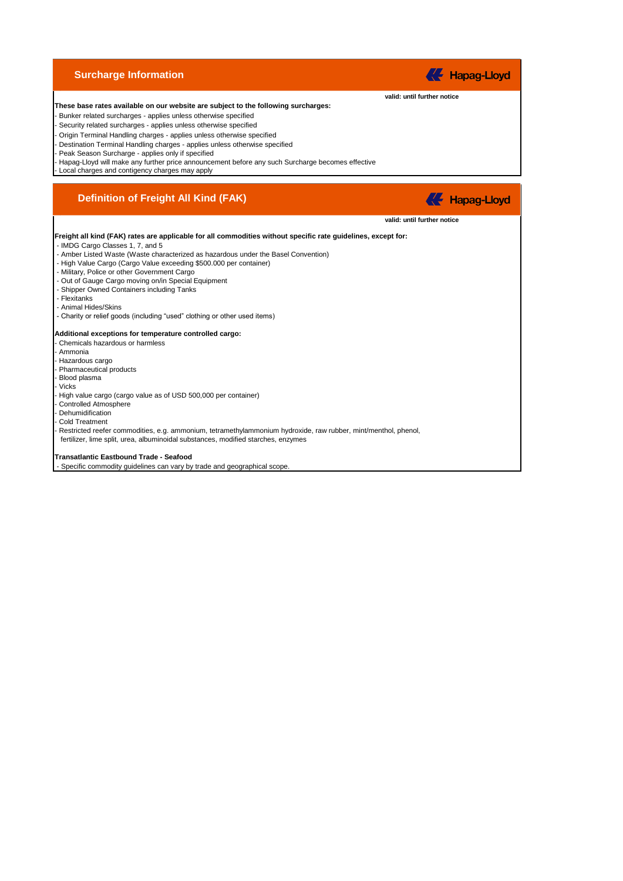## Surcharge Information

Hapag-Lloyd

**valid: until further notice**

**These base rates available on our website are subject to the following surcharges:**

- Bunker related surcharges - applies unless otherwise specified
- Security related surcharges - applies unless otherwise specified
- Origin Terminal Handling charges - applies unless otherwise specified
- Destination Terminal Handling charges - applies unless otherwise specified
- Peak Season Surcharge - applies only if specified
- Hapag-Lloyd will make any further price announcement before any such Surcharge becomes effective
- Local charges and contigency charges may apply

## Definition of Freight All Kind (FAK)

Hapag-Lloyd

**valid: until further notice**

**Freight all kind (FAK) rates are applicable for all commodities without specific rate guidelines, except for:**

- IMDG Cargo Classes 1, 7, and 5
- Amber Listed Waste (Waste characterized as hazardous under the Basel Convention)
- High Value Cargo (Cargo Value exceeding $500.000 per container)
- Military, Police or other Government Cargo
- Out of Gauge Cargo moving on/in Special Equipment
- Shipper Owned Containers including Tanks
- Flexitanks
- Animal Hides/Skins
- Charity or relief goods (including "used" clothing or other used items)

**Additional exceptions for temperature controlled cargo:**

- Chemicals hazardous or harmless
- Ammonia
- Hazardous cargo
- Pharmaceutical products
- Blood plasma
- Vicks
- High value cargo (cargo value as of USD 500,000 per container)
- Controlled Atmosphere
- Dehumidification
- Cold Treatment
- Restricted reefer commodities, e.g. ammonium, tetramethylammonium hydroxide, raw rubber, mint/menthol, phenol, fertilizer, lime split, urea, albuminoidal substances, modified starches, enzymes

**Transatlantic Eastbound Trade - Seafood**

- Specific commodity guidelines can vary by trade and geographical scope.